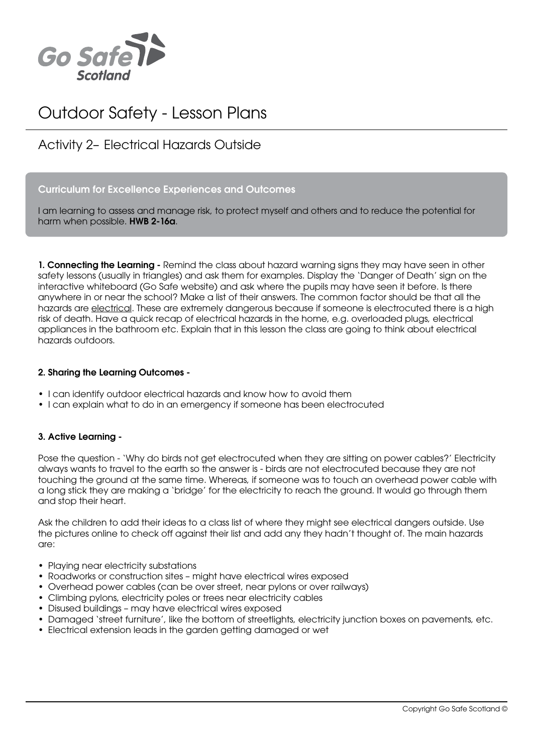Go Safe Scotland

# Outdoor Safety - Lesson Plans

## Activity 2– Electrical Hazards Outside

**Curriculum for Excellence Experiences and Outcomes**

I am learning to assess and manage risk, to protect myself and others and to reduce the potential for harm when possible. **HWB 2-16a**.

**1. Connecting the Learning -** Remind the class about hazard warning signs they may have seen in other safety lessons (usually in triangles) and ask them for examples. Display the 'Danger of Death' sign on the interactive whiteboard (Go Safe website) and ask where the pupils may have seen it before. Is there anywhere in or near the school? Make a list of their answers. The common factor should be that all the hazards are electrical. These are extremely dangerous because if someone is electrocuted there is a high risk of death. Have a quick recap of electrical hazards in the home, e.g. overloaded plugs, electrical appliances in the bathroom etc. Explain that in this lesson the class are going to think about electrical hazards outdoors.

**2. Sharing the Learning Outcomes -**

- I can identify outdoor electrical hazards and know how to avoid them
- I can explain what to do in an emergency if someone has been electrocuted

**3. Active Learning -**

Pose the question - 'Why do birds not get electrocuted when they are sitting on power cables?' Electricity always wants to travel to the earth so the answer is - birds are not electrocuted because they are not touching the ground at the same time. Whereas, if someone was to touch an overhead power cable with a long stick they are making a 'bridge' for the electricity to reach the ground. It would go through them and stop their heart.

Ask the children to add their ideas to a class list of where they might see electrical dangers outside. Use the pictures online to check off against their list and add any they hadn't thought of. The main hazards are:

- Playing near electricity substations
- Roadworks or construction sites – might have electrical wires exposed
- Overhead power cables (can be over street, near pylons or over railways)
- Climbing pylons, electricity poles or trees near electricity cables
- Disused buildings – may have electrical wires exposed
- Damaged 'street furniture', like the bottom of streetlights, electricity junction boxes on pavements, etc.
- Electrical extension leads in the garden getting damaged or wet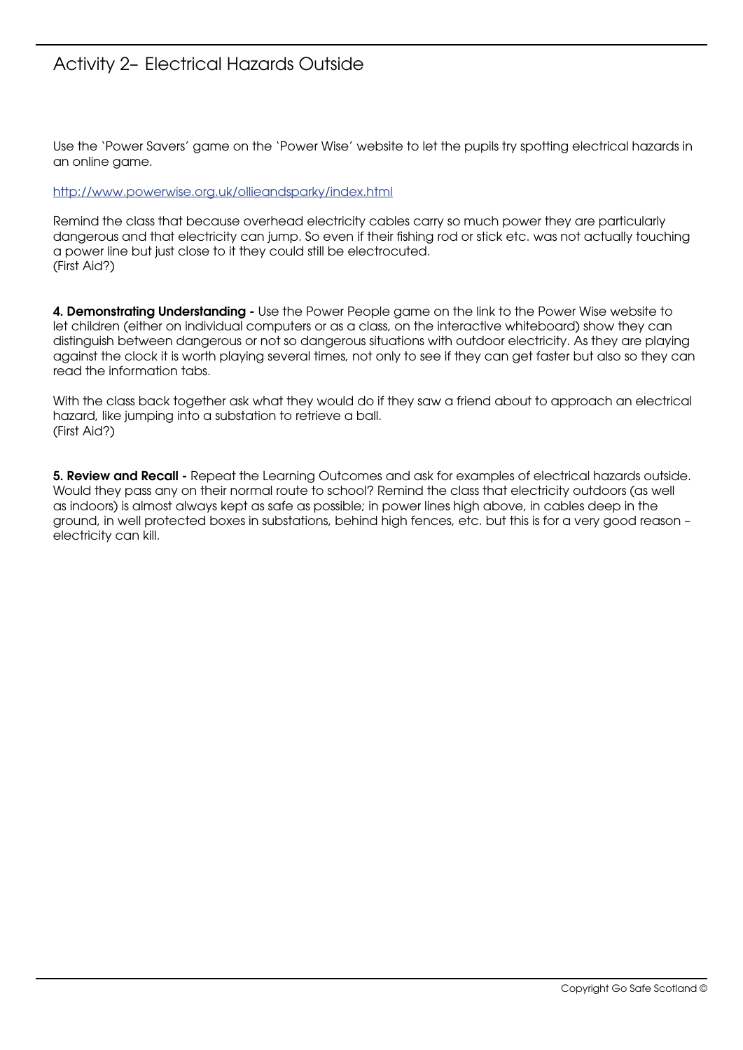## Activity 2– Electrical Hazards Outside

Use the 'Power Savers' game on the 'Power Wise' website to let the pupils try spotting electrical hazards in an online game.

http://www.powerwise.org.uk/ollieandsparky/index.html

Remind the class that because overhead electricity cables carry so much power they are particularly dangerous and that electricity can jump. So even if their fishing rod or stick etc. was not actually touching a power line but just close to it they could still be electrocuted.
(First Aid?)

**4. Demonstrating Understanding -** Use the Power People game on the link to the Power Wise website to let children (either on individual computers or as a class, on the interactive whiteboard) show they can distinguish between dangerous or not so dangerous situations with outdoor electricity. As they are playing against the clock it is worth playing several times, not only to see if they can get faster but also so they can read the information tabs.

With the class back together ask what they would do if they saw a friend about to approach an electrical hazard, like jumping into a substation to retrieve a ball.
(First Aid?)

**5. Review and Recall -** Repeat the Learning Outcomes and ask for examples of electrical hazards outside. Would they pass any on their normal route to school? Remind the class that electricity outdoors (as well as indoors) is almost always kept as safe as possible; in power lines high above, in cables deep in the ground, in well protected boxes in substations, behind high fences, etc. but this is for a very good reason – electricity can kill.